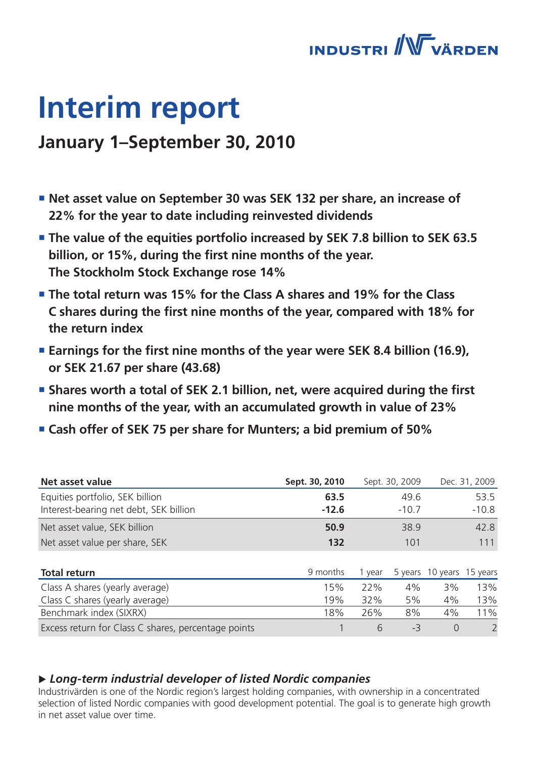INDUSTRIVÄRDEN

# Interim report

## January 1–September 30, 2010

- **Net asset value on September 30 was SEK 132 per share, an increase of 22% for the year to date including reinvested dividends**
- **The value of the equities portfolio increased by SEK 7.8 billion to SEK 63.5 billion, or 15%, during the first nine months of the year. The Stockholm Stock Exchange rose 14%**
- **The total return was 15% for the Class A shares and 19% for the Class C shares during the first nine months of the year, compared with 18% for the return index**
- **Earnings for the first nine months of the year were SEK 8.4 billion (16.9), or SEK 21.67 per share (43.68)**
- **Shares worth a total of SEK 2.1 billion, net, were acquired during the first nine months of the year, with an accumulated growth in value of 23%**
- **Cash offer of SEK 75 per share for Munters; a bid premium of 50%**

| **Net asset value** | **Sept. 30, 2010** | Sept. 30, 2009 | Dec. 31, 2009 |
|---|---|---|---|
| Equities portfolio, SEK billion | **63.5** | 49.6 | 53.5 |
| Interest-bearing net debt, SEK billion | **-12.6** | -10.7 | -10.8 |
| Net asset value, SEK billion | **50.9** | 38.9 | 42.8 |
| Net asset value per share, SEK | **132** | 101 | 111 |

| **Total return** | 9 months | 1 year | 5 years | 10 years | 15 years |
|---|---|---|---|---|---|
| Class A shares (yearly average) | 15% | 22% | 4% | 3% | 13% |
| Class C shares (yearly average) | 19% | 32% | 5% | 4% | 13% |
| Benchmark index (SIXRX) | 18% | 26% | 8% | 4% | 11% |
| Excess return for Class C shares, percentage points | 1 | 6 | -3 | 0 | 2 |

### ▶ *Long-term industrial developer of listed Nordic companies*

Industrivärden is one of the Nordic region's largest holding companies, with ownership in a concentrated selection of listed Nordic companies with good development potential. The goal is to generate high growth in net asset value over time.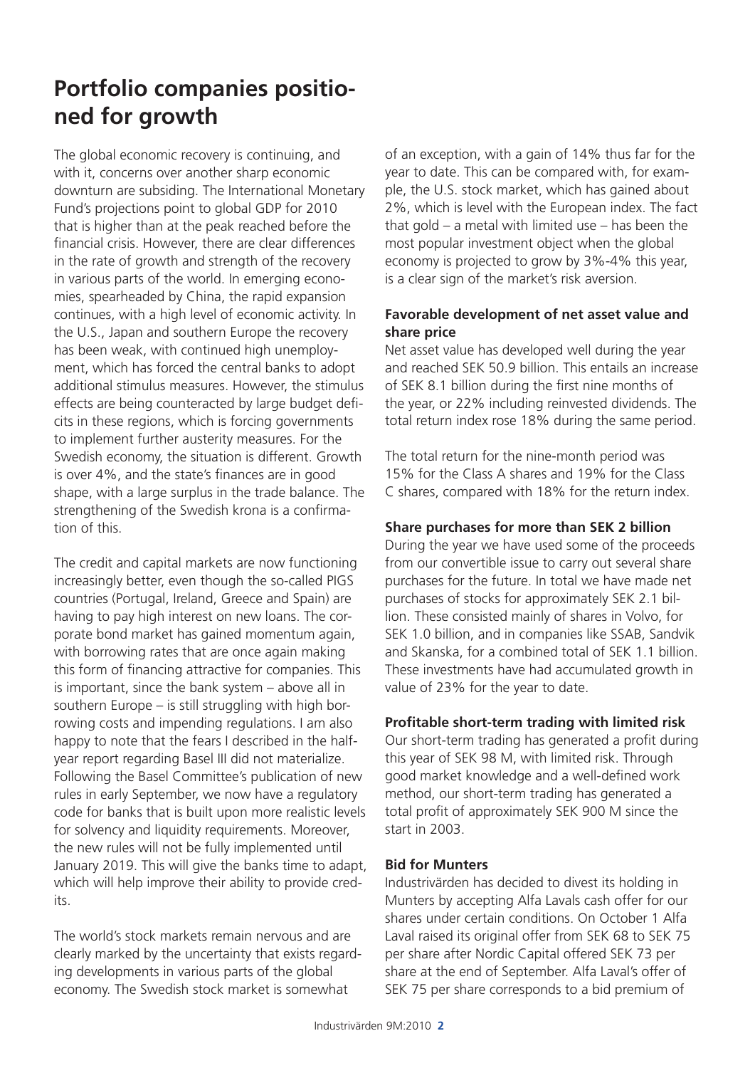# Portfolio companies positioned for growth

The global economic recovery is continuing, and with it, concerns over another sharp economic downturn are subsiding. The International Monetary Fund's projections point to global GDP for 2010 that is higher than at the peak reached before the financial crisis. However, there are clear differences in the rate of growth and strength of the recovery in various parts of the world. In emerging economies, spearheaded by China, the rapid expansion continues, with a high level of economic activity. In the U.S., Japan and southern Europe the recovery has been weak, with continued high unemployment, which has forced the central banks to adopt additional stimulus measures. However, the stimulus effects are being counteracted by large budget deficits in these regions, which is forcing governments to implement further austerity measures. For the Swedish economy, the situation is different. Growth is over 4%, and the state's finances are in good shape, with a large surplus in the trade balance. The strengthening of the Swedish krona is a confirmation of this.

The credit and capital markets are now functioning increasingly better, even though the so-called PIGS countries (Portugal, Ireland, Greece and Spain) are having to pay high interest on new loans. The corporate bond market has gained momentum again, with borrowing rates that are once again making this form of financing attractive for companies. This is important, since the bank system – above all in southern Europe – is still struggling with high borrowing costs and impending regulations. I am also happy to note that the fears I described in the half-year report regarding Basel III did not materialize. Following the Basel Committee's publication of new rules in early September, we now have a regulatory code for banks that is built upon more realistic levels for solvency and liquidity requirements. Moreover, the new rules will not be fully implemented until January 2019. This will give the banks time to adapt, which will help improve their ability to provide credits.

The world's stock markets remain nervous and are clearly marked by the uncertainty that exists regarding developments in various parts of the global economy. The Swedish stock market is somewhat of an exception, with a gain of 14% thus far for the year to date. This can be compared with, for example, the U.S. stock market, which has gained about 2%, which is level with the European index. The fact that gold – a metal with limited use – has been the most popular investment object when the global economy is projected to grow by 3%-4% this year, is a clear sign of the market's risk aversion.

**Favorable development of net asset value and share price**

Net asset value has developed well during the year and reached SEK 50.9 billion. This entails an increase of SEK 8.1 billion during the first nine months of the year, or 22% including reinvested dividends. The total return index rose 18% during the same period.

The total return for the nine-month period was 15% for the Class A shares and 19% for the Class C shares, compared with 18% for the return index.

**Share purchases for more than SEK 2 billion**

During the year we have used some of the proceeds from our convertible issue to carry out several share purchases for the future. In total we have made net purchases of stocks for approximately SEK 2.1 billion. These consisted mainly of shares in Volvo, for SEK 1.0 billion, and in companies like SSAB, Sandvik and Skanska, for a combined total of SEK 1.1 billion. These investments have had accumulated growth in value of 23% for the year to date.

**Profitable short-term trading with limited risk**

Our short-term trading has generated a profit during this year of SEK 98 M, with limited risk. Through good market knowledge and a well-defined work method, our short-term trading has generated a total profit of approximately SEK 900 M since the start in 2003.

**Bid for Munters**

Industrivärden has decided to divest its holding in Munters by accepting Alfa Lavals cash offer for our shares under certain conditions. On October 1 Alfa Laval raised its original offer from SEK 68 to SEK 75 per share after Nordic Capital offered SEK 73 per share at the end of September. Alfa Laval's offer of SEK 75 per share corresponds to a bid premium of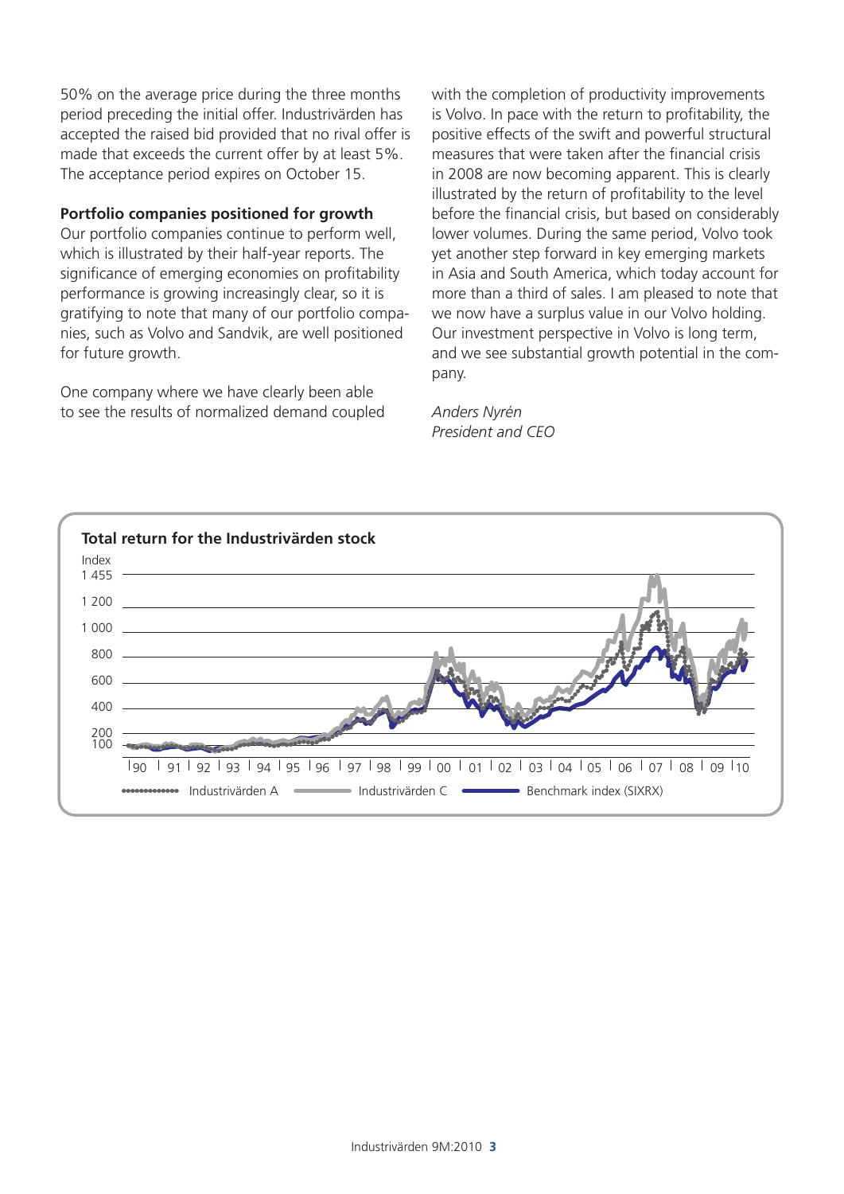50% on the average price during the three months period preceding the initial offer. Industrivärden has accepted the raised bid provided that no rival offer is made that exceeds the current offer by at least 5%. The acceptance period expires on October 15.

**Portfolio companies positioned for growth**

Our portfolio companies continue to perform well, which is illustrated by their half-year reports. The significance of emerging economies on profitability performance is growing increasingly clear, so it is gratifying to note that many of our portfolio companies, such as Volvo and Sandvik, are well positioned for future growth.

One company where we have clearly been able to see the results of normalized demand coupled with the completion of productivity improvements is Volvo. In pace with the return to profitability, the positive effects of the swift and powerful structural measures that were taken after the financial crisis in 2008 are now becoming apparent. This is clearly illustrated by the return of profitability to the level before the financial crisis, but based on considerably lower volumes. During the same period, Volvo took yet another step forward in key emerging markets in Asia and South America, which today account for more than a third of sales. I am pleased to note that we now have a surplus value in our Volvo holding. Our investment perspective in Volvo is long term, and we see substantial growth potential in the company.

*Anders Nyrén*
*President and CEO*

**Total return for the Industrivärden stock**

Index: 1 455, 1 200, 1 000, 800, 600, 400, 200, 100

90 | 91 | 92 | 93 | 94 | 95 | 96 | 97 | 98 | 99 | 00 | 01 | 02 | 03 | 04 | 05 | 06 | 07 | 08 | 09 | 10

Industrivärden A — Industrivärden C — Benchmark index (SIXRX)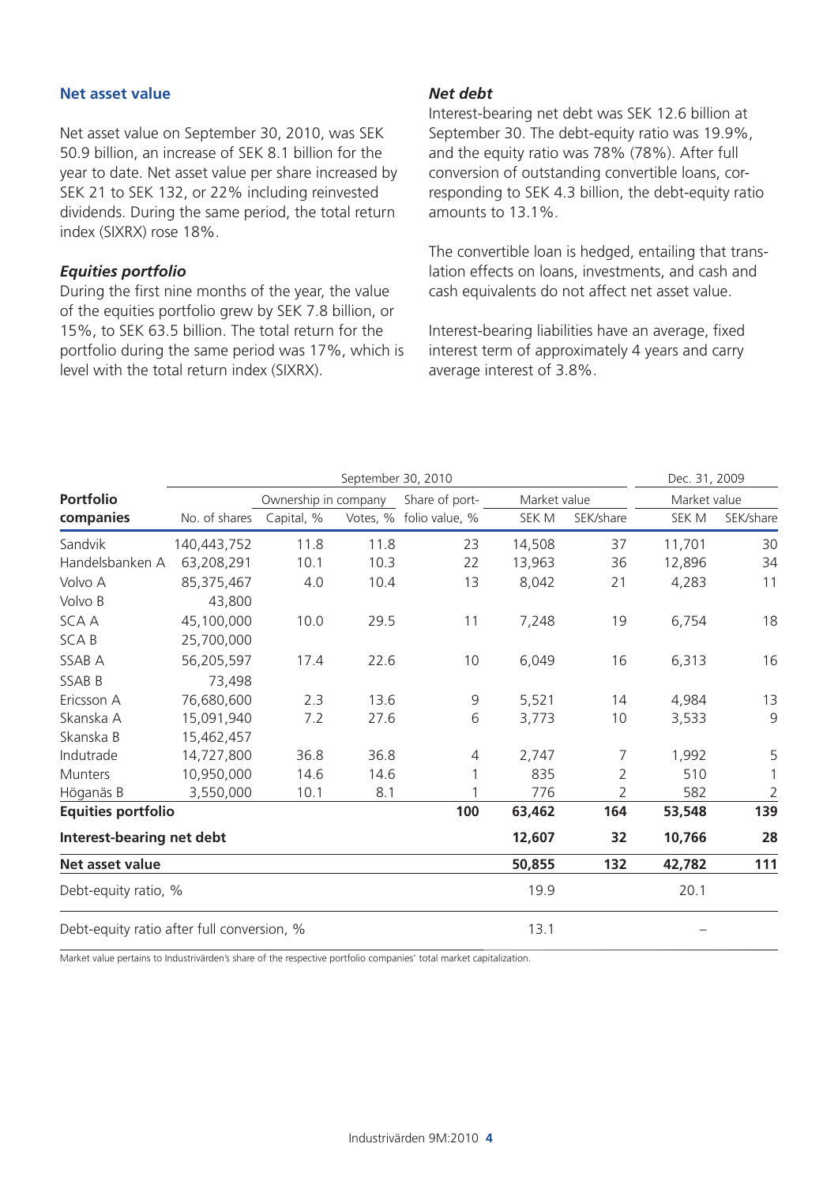## Net asset value

Net asset value on September 30, 2010, was SEK 50.9 billion, an increase of SEK 8.1 billion for the year to date. Net asset value per share increased by SEK 21 to SEK 132, or 22% including reinvested dividends. During the same period, the total return index (SIXRX) rose 18%.

### *Equities portfolio*

During the first nine months of the year, the value of the equities portfolio grew by SEK 7.8 billion, or 15%, to SEK 63.5 billion. The total return for the portfolio during the same period was 17%, which is level with the total return index (SIXRX).

### *Net debt*

Interest-bearing net debt was SEK 12.6 billion at September 30. The debt-equity ratio was 19.9%, and the equity ratio was 78% (78%). After full conversion of outstanding convertible loans, corresponding to SEK 4.3 billion, the debt-equity ratio amounts to 13.1%.

The convertible loan is hedged, entailing that translation effects on loans, investments, and cash and cash equivalents do not affect net asset value.

Interest-bearing liabilities have an average, fixed interest term of approximately 4 years and carry average interest of 3.8%.

| Portfolio companies | September 30, 2010 | | | | | | Dec. 31, 2009 | |
|---|---|---|---|---|---|---|---|---|
| | | Ownership in company | | Share of port- | Market value | | Market value | |
| | No. of shares | Capital, % | Votes, % | folio value, % | SEK M | SEK/share | SEK M | SEK/share |
| Sandvik | 140,443,752 | 11.8 | 11.8 | 23 | 14,508 | 37 | 11,701 | 30 |
| Handelsbanken A | 63,208,291 | 10.1 | 10.3 | 22 | 13,963 | 36 | 12,896 | 34 |
| Volvo A | 85,375,467 | 4.0 | 10.4 | 13 | 8,042 | 21 | 4,283 | 11 |
| Volvo B | 43,800 | | | | | | | |
| SCA A | 45,100,000 | 10.0 | 29.5 | 11 | 7,248 | 19 | 6,754 | 18 |
| SCA B | 25,700,000 | | | | | | | |
| SSAB A | 56,205,597 | 17.4 | 22.6 | 10 | 6,049 | 16 | 6,313 | 16 |
| SSAB B | 73,498 | | | | | | | |
| Ericsson A | 76,680,600 | 2.3 | 13.6 | 9 | 5,521 | 14 | 4,984 | 13 |
| Skanska A | 15,091,940 | 7.2 | 27.6 | 6 | 3,773 | 10 | 3,533 | 9 |
| Skanska B | 15,462,457 | | | | | | | |
| Indutrade | 14,727,800 | 36.8 | 36.8 | 4 | 2,747 | 7 | 1,992 | 5 |
| Munters | 10,950,000 | 14.6 | 14.6 | 1 | 835 | 2 | 510 | 1 |
| Höganäs B | 3,550,000 | 10.1 | 8.1 | 1 | 776 | 2 | 582 | 2 |
| **Equities portfolio** | | | | **100** | **63,462** | **164** | **53,548** | **139** |
| **Interest-bearing net debt** | | | | | **12,607** | **32** | **10,766** | **28** |
| **Net asset value** | | | | | **50,855** | **132** | **42,782** | **111** |
| Debt-equity ratio, % | | | | | 19.9 | | 20.1 | |
| Debt-equity ratio after full conversion, % | | | | | 13.1 | | – | |

Market value pertains to Industrivärden's share of the respective portfolio companies' total market capitalization.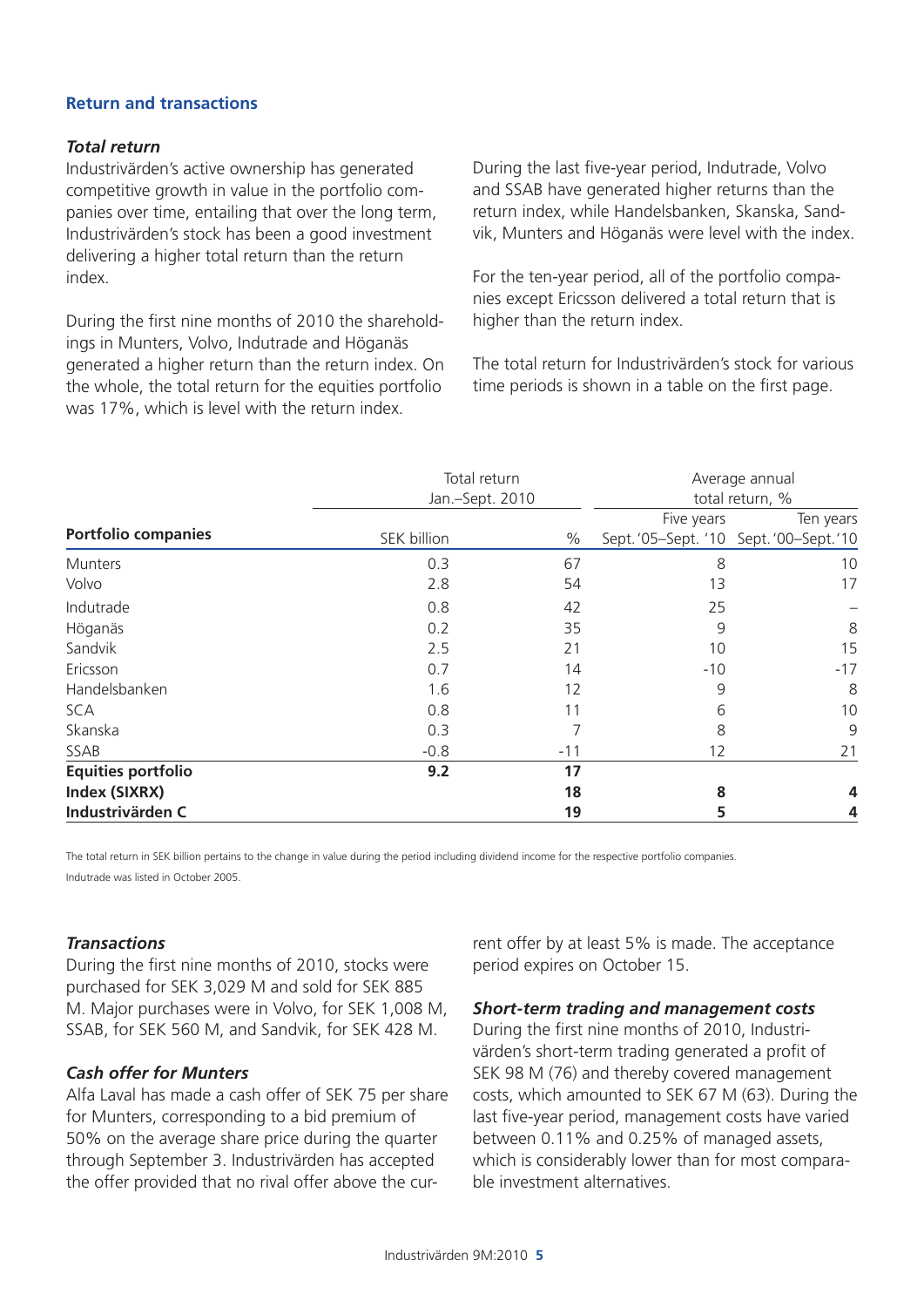## Return and transactions

### *Total return*

Industrivärden's active ownership has generated competitive growth in value in the portfolio companies over time, entailing that over the long term, Industrivärden's stock has been a good investment delivering a higher total return than the return index.

During the first nine months of 2010 the shareholdings in Munters, Volvo, Indutrade and Höganäs generated a higher return than the return index. On the whole, the total return for the equities portfolio was 17%, which is level with the return index.

During the last five-year period, Indutrade, Volvo and SSAB have generated higher returns than the return index, while Handelsbanken, Skanska, Sandvik, Munters and Höganäs were level with the index.

For the ten-year period, all of the portfolio companies except Ericsson delivered a total return that is higher than the return index.

The total return for Industrivärden's stock for various time periods is shown in a table on the first page.

| | Total return Jan.–Sept. 2010 | | Average annual total return, % | |
|---|---|---|---|---|
| **Portfolio companies** | SEK billion | % | Five years Sept. '05–Sept. '10 | Ten years Sept. '00–Sept. '10 |
| Munters | 0.3 | 67 | 8 | 10 |
| Volvo | 2.8 | 54 | 13 | 17 |
| Indutrade | 0.8 | 42 | 25 | – |
| Höganäs | 0.2 | 35 | 9 | 8 |
| Sandvik | 2.5 | 21 | 10 | 15 |
| Ericsson | 0.7 | 14 | -10 | -17 |
| Handelsbanken | 1.6 | 12 | 9 | 8 |
| SCA | 0.8 | 11 | 6 | 10 |
| Skanska | 0.3 | 7 | 8 | 9 |
| SSAB | -0.8 | -11 | 12 | 21 |
| **Equities portfolio** | **9.2** | **17** | | |
| **Index (SIXRX)** | | **18** | **8** | **4** |
| **Industrivärden C** | | **19** | **5** | **4** |

The total return in SEK billion pertains to the change in value during the period including dividend income for the respective portfolio companies.
Indutrade was listed in October 2005.

### *Transactions*

During the first nine months of 2010, stocks were purchased for SEK 3,029 M and sold for SEK 885 M. Major purchases were in Volvo, for SEK 1,008 M, SSAB, for SEK 560 M, and Sandvik, for SEK 428 M.

### *Cash offer for Munters*

Alfa Laval has made a cash offer of SEK 75 per share for Munters, corresponding to a bid premium of 50% on the average share price during the quarter through September 3. Industrivärden has accepted the offer provided that no rival offer above the current offer by at least 5% is made. The acceptance period expires on October 15.

### *Short-term trading and management costs*

During the first nine months of 2010, Industrivärden's short-term trading generated a profit of SEK 98 M (76) and thereby covered management costs, which amounted to SEK 67 M (63). During the last five-year period, management costs have varied between 0.11% and 0.25% of managed assets, which is considerably lower than for most comparable investment alternatives.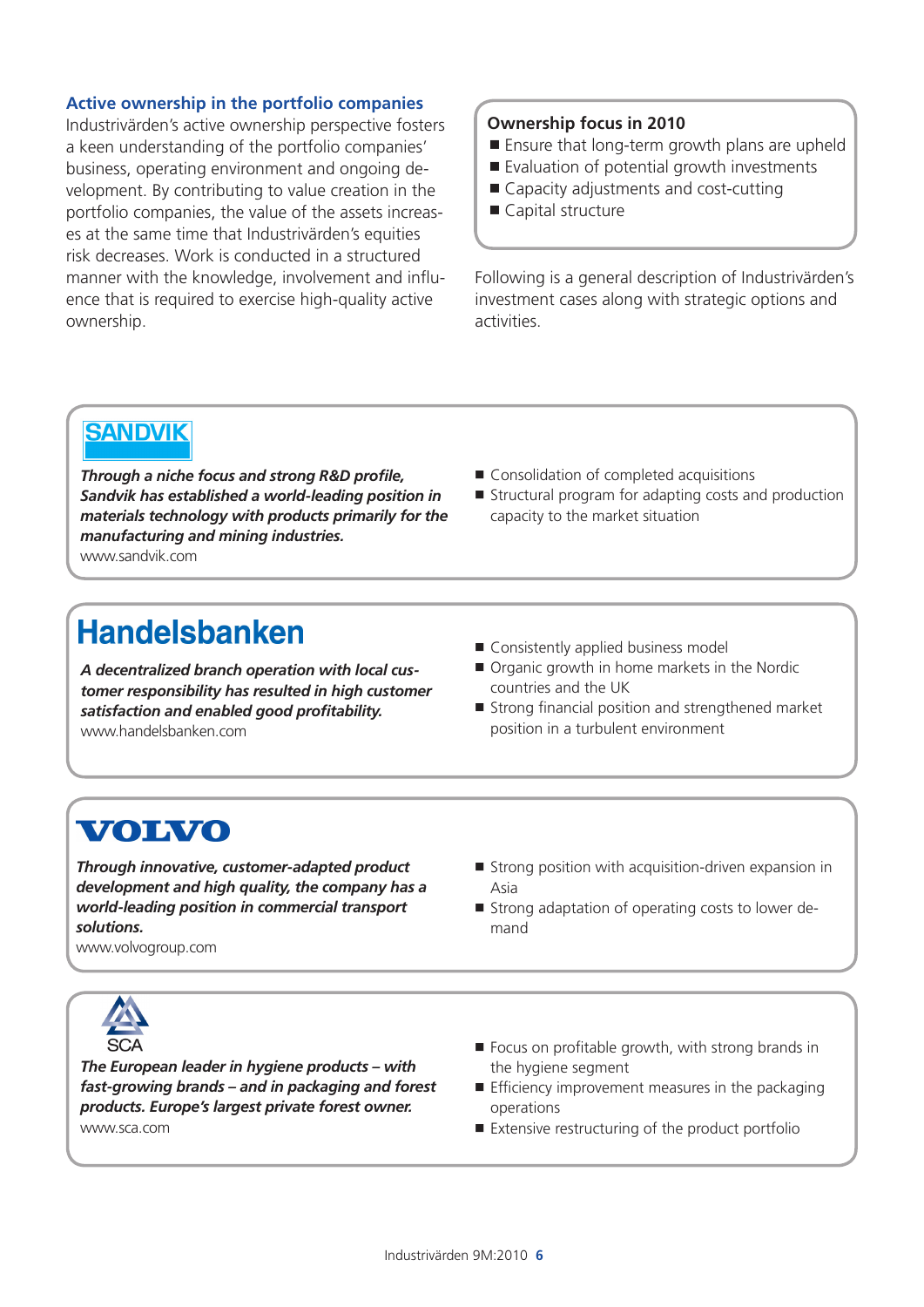## Active ownership in the portfolio companies

Industrivärden's active ownership perspective fosters a keen understanding of the portfolio companies' business, operating environment and ongoing development. By contributing to value creation in the portfolio companies, the value of the assets increases at the same time that Industrivärden's equities risk decreases. Work is conducted in a structured manner with the knowledge, involvement and influence that is required to exercise high-quality active ownership.

### Ownership focus in 2010

- Ensure that long-term growth plans are upheld
- Evaluation of potential growth investments
- Capacity adjustments and cost-cutting
- Capital structure

Following is a general description of Industrivärden's investment cases along with strategic options and activities.

---

**SANDVIK**

***Through a niche focus and strong R&D profile, Sandvik has established a world-leading position in materials technology with products primarily for the manufacturing and mining industries.***

www.sandvik.com

- Consolidation of completed acquisitions
- Structural program for adapting costs and production capacity to the market situation

---

**Handelsbanken**

***A decentralized branch operation with local customer responsibility has resulted in high customer satisfaction and enabled good profitability.***

www.handelsbanken.com

- Consistently applied business model
- Organic growth in home markets in the Nordic countries and the UK
- Strong financial position and strengthened market position in a turbulent environment

---

**VOLVO**

***Through innovative, customer-adapted product development and high quality, the company has a world-leading position in commercial transport solutions.***

www.volvogroup.com

- Strong position with acquisition-driven expansion in Asia
- Strong adaptation of operating costs to lower demand

---

**SCA**

***The European leader in hygiene products – with fast-growing brands – and in packaging and forest products. Europe's largest private forest owner.***

www.sca.com

- Focus on profitable growth, with strong brands in the hygiene segment
- Efficiency improvement measures in the packaging operations
- Extensive restructuring of the product portfolio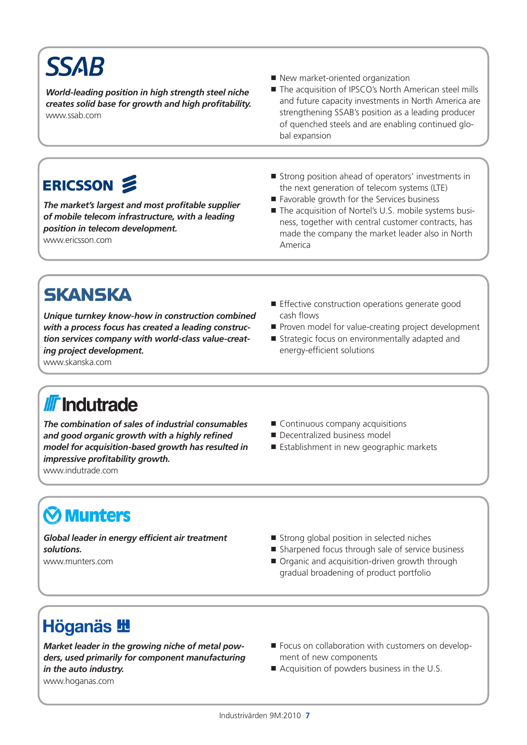## SSAB

***World-leading position in high strength steel niche creates solid base for growth and high profitability.***
www.ssab.com

- New market-oriented organization
- The acquisition of IPSCO's North American steel mills and future capacity investments in North America are strengthening SSAB's position as a leading producer of quenched steels and are enabling continued global expansion

## ERICSSON

***The market's largest and most profitable supplier of mobile telecom infrastructure, with a leading position in telecom development.***
www.ericsson.com

- Strong position ahead of operators' investments in the next generation of telecom systems (LTE)
- Favorable growth for the Services business
- The acquisition of Nortel's U.S. mobile systems business, together with central customer contracts, has made the company the market leader also in North America

## SKANSKA

***Unique turnkey know-how in construction combined with a process focus has created a leading construction services company with world-class value-creating project development.***
www.skanska.com

- Effective construction operations generate good cash flows
- Proven model for value-creating project development
- Strategic focus on environmentally adapted and energy-efficient solutions

## Indutrade

***The combination of sales of industrial consumables and good organic growth with a highly refined model for acquisition-based growth has resulted in impressive profitability growth.***
www.indutrade.com

- Continuous company acquisitions
- Decentralized business model
- Establishment in new geographic markets

## Munters

***Global leader in energy efficient air treatment solutions.***
www.munters.com

- Strong global position in selected niches
- Sharpened focus through sale of service business
- Organic and acquisition-driven growth through gradual broadening of product portfolio

## Höganäs

***Market leader in the growing niche of metal powders, used primarily for component manufacturing in the auto industry.***
www.hoganas.com

- Focus on collaboration with customers on development of new components
- Acquisition of powders business in the U.S.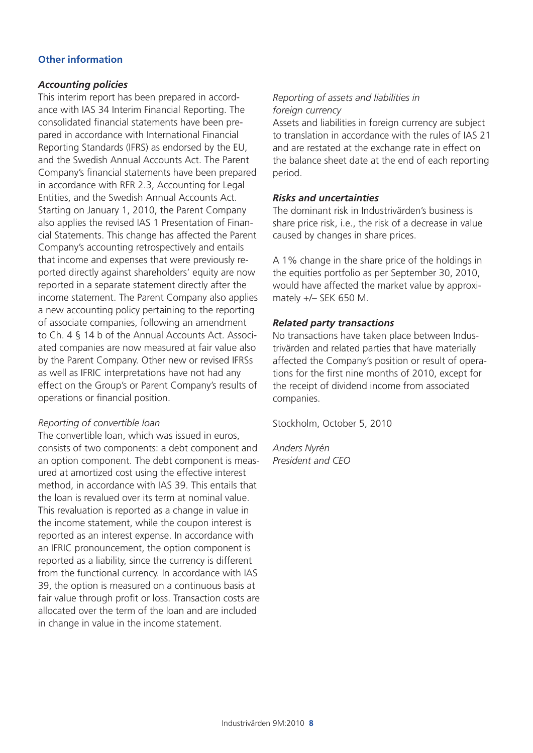## Other information

### *Accounting policies*

This interim report has been prepared in accordance with IAS 34 Interim Financial Reporting. The consolidated financial statements have been prepared in accordance with International Financial Reporting Standards (IFRS) as endorsed by the EU, and the Swedish Annual Accounts Act. The Parent Company's financial statements have been prepared in accordance with RFR 2.3, Accounting for Legal Entities, and the Swedish Annual Accounts Act. Starting on January 1, 2010, the Parent Company also applies the revised IAS 1 Presentation of Financial Statements. This change has affected the Parent Company's accounting retrospectively and entails that income and expenses that were previously reported directly against shareholders' equity are now reported in a separate statement directly after the income statement. The Parent Company also applies a new accounting policy pertaining to the reporting of associate companies, following an amendment to Ch. 4 § 14 b of the Annual Accounts Act. Associated companies are now measured at fair value also by the Parent Company. Other new or revised IFRSs as well as IFRIC interpretations have not had any effect on the Group's or Parent Company's results of operations or financial position.

*Reporting of convertible loan*

The convertible loan, which was issued in euros, consists of two components: a debt component and an option component. The debt component is measured at amortized cost using the effective interest method, in accordance with IAS 39. This entails that the loan is revalued over its term at nominal value. This revaluation is reported as a change in value in the income statement, while the coupon interest is reported as an interest expense. In accordance with an IFRIC pronouncement, the option component is reported as a liability, since the currency is different from the functional currency. In accordance with IAS 39, the option is measured on a continuous basis at fair value through profit or loss. Transaction costs are allocated over the term of the loan and are included in change in value in the income statement.

*Reporting of assets and liabilities in foreign currency*

Assets and liabilities in foreign currency are subject to translation in accordance with the rules of IAS 21 and are restated at the exchange rate in effect on the balance sheet date at the end of each reporting period.

### *Risks and uncertainties*

The dominant risk in Industrivärden's business is share price risk, i.e., the risk of a decrease in value caused by changes in share prices.

A 1% change in the share price of the holdings in the equities portfolio as per September 30, 2010, would have affected the market value by approximately +/– SEK 650 M.

### *Related party transactions*

No transactions have taken place between Industrivärden and related parties that have materially affected the Company's position or result of operations for the first nine months of 2010, except for the receipt of dividend income from associated companies.

Stockholm, October 5, 2010

*Anders Nyrén*
*President and CEO*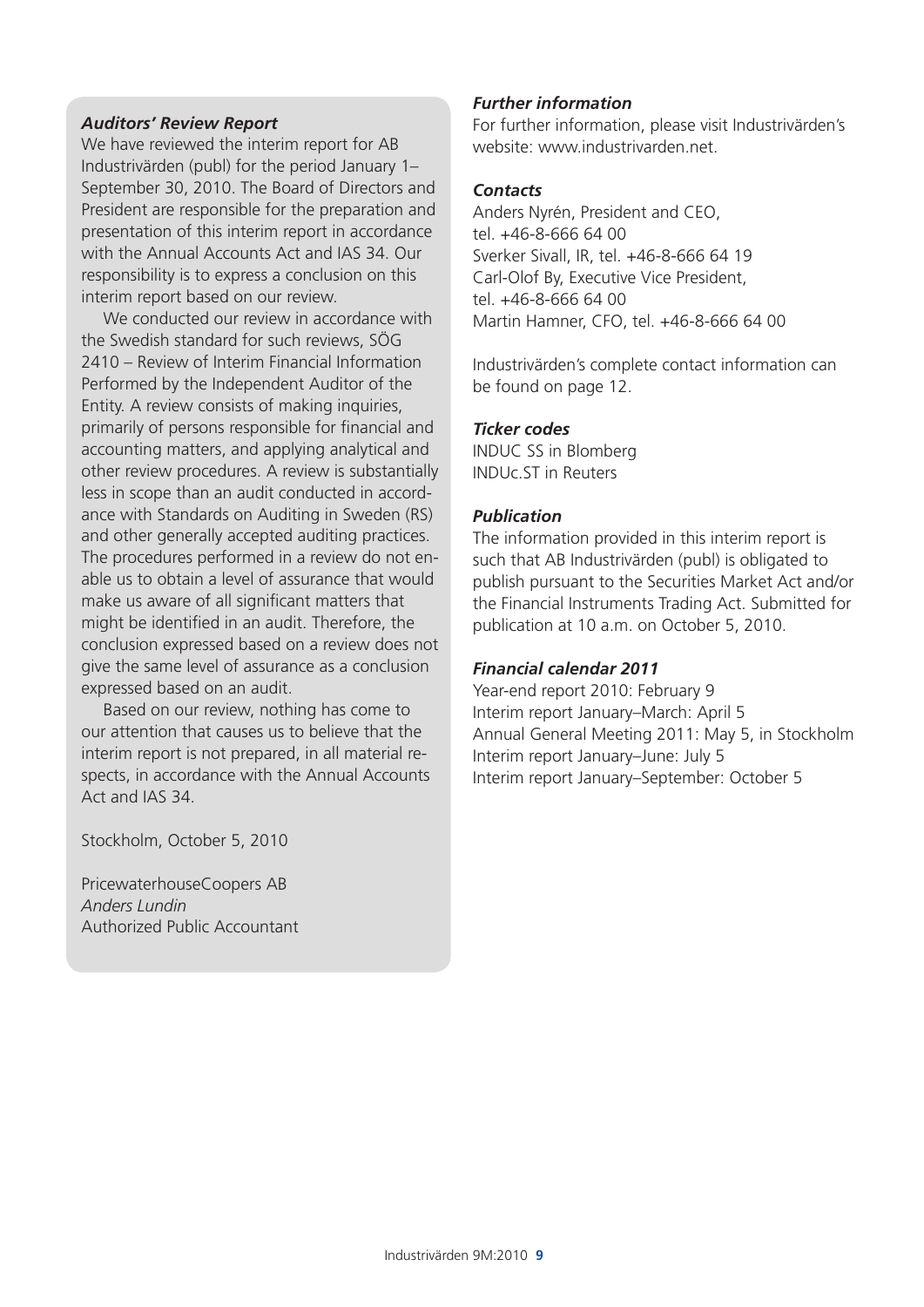### *Auditors' Review Report*

We have reviewed the interim report for AB Industrivärden (publ) for the period January 1–September 30, 2010. The Board of Directors and President are responsible for the preparation and presentation of this interim report in accordance with the Annual Accounts Act and IAS 34. Our responsibility is to express a conclusion on this interim report based on our review.

We conducted our review in accordance with the Swedish standard for such reviews, SÖG 2410 – Review of Interim Financial Information Performed by the Independent Auditor of the Entity. A review consists of making inquiries, primarily of persons responsible for financial and accounting matters, and applying analytical and other review procedures. A review is substantially less in scope than an audit conducted in accordance with Standards on Auditing in Sweden (RS) and other generally accepted auditing practices. The procedures performed in a review do not enable us to obtain a level of assurance that would make us aware of all significant matters that might be identified in an audit. Therefore, the conclusion expressed based on a review does not give the same level of assurance as a conclusion expressed based on an audit.

Based on our review, nothing has come to our attention that causes us to believe that the interim report is not prepared, in all material respects, in accordance with the Annual Accounts Act and IAS 34.

Stockholm, October 5, 2010

PricewaterhouseCoopers AB
*Anders Lundin*
Authorized Public Accountant

### *Further information*

For further information, please visit Industrivärden's website: www.industrivarden.net.

### *Contacts*

Anders Nyrén, President and CEO,
tel. +46-8-666 64 00
Sverker Sivall, IR, tel. +46-8-666 64 19
Carl-Olof By, Executive Vice President,
tel. +46-8-666 64 00
Martin Hamner, CFO, tel. +46-8-666 64 00

Industrivärden's complete contact information can be found on page 12.

### *Ticker codes*

INDUC SS in Blomberg
INDUc.ST in Reuters

### *Publication*

The information provided in this interim report is such that AB Industrivärden (publ) is obligated to publish pursuant to the Securities Market Act and/or the Financial Instruments Trading Act. Submitted for publication at 10 a.m. on October 5, 2010.

### *Financial calendar 2011*

Year-end report 2010: February 9
Interim report January–March: April 5
Annual General Meeting 2011: May 5, in Stockholm
Interim report January–June: July 5
Interim report January–September: October 5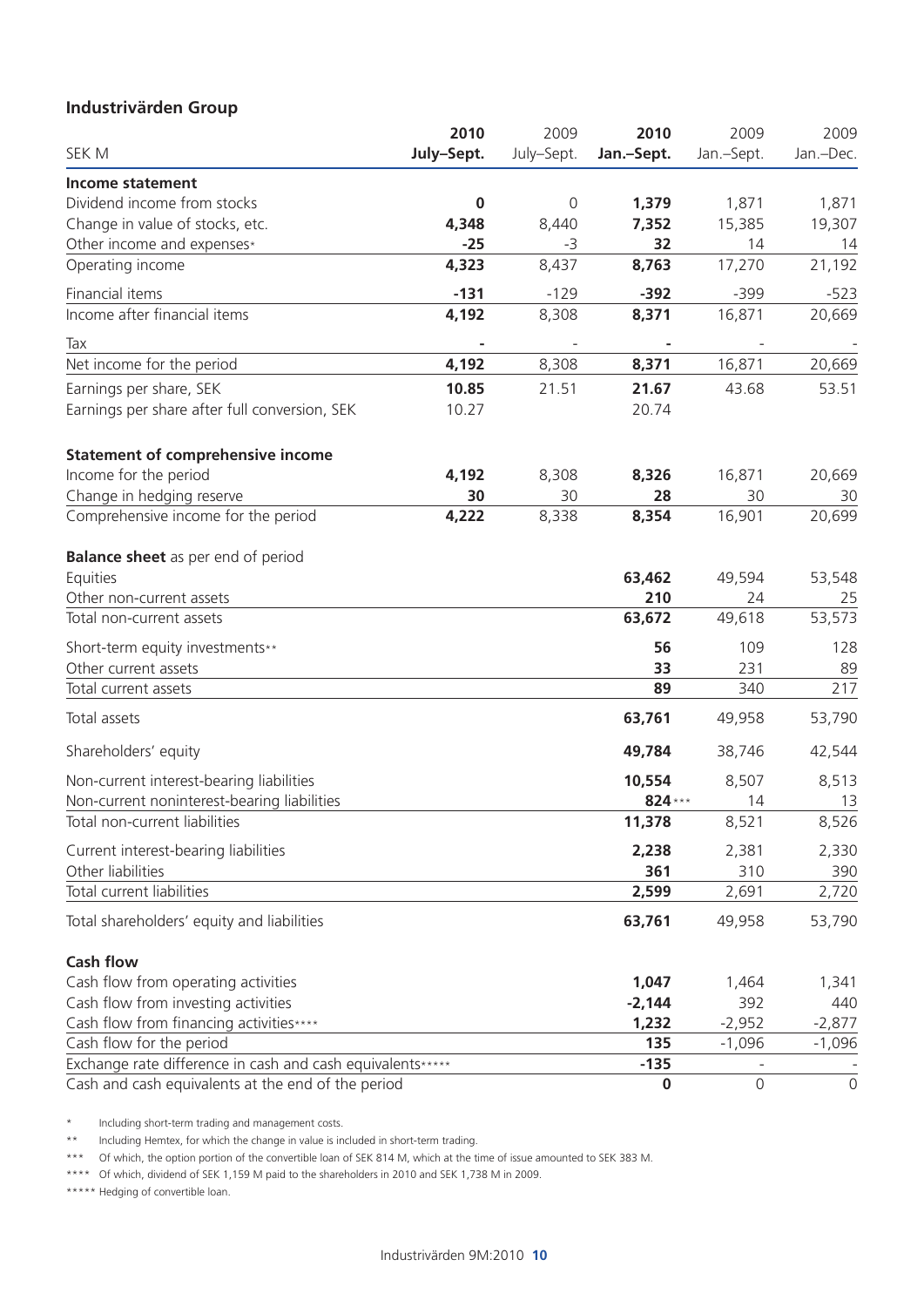## Industrivärden Group

| SEK M | 2010 July–Sept. | 2009 July–Sept. | 2010 Jan.–Sept. | 2009 Jan.–Sept. | 2009 Jan.–Dec. |
|---|---|---|---|---|---|
| **Income statement** | | | | | |
| Dividend income from stocks | **0** | 0 | **1,379** | 1,871 | 1,871 |
| Change in value of stocks, etc. | **4,348** | 8,440 | **7,352** | 15,385 | 19,307 |
| Other income and expenses* | **-25** | -3 | **32** | 14 | 14 |
| Operating income | **4,323** | 8,437 | **8,763** | 17,270 | 21,192 |
| Financial items | **-131** | -129 | **-392** | -399 | -523 |
| Income after financial items | **4,192** | 8,308 | **8,371** | 16,871 | 20,669 |
| Tax | **-** | - | **-** | - | - |
| Net income for the period | **4,192** | 8,308 | **8,371** | 16,871 | 20,669 |
| Earnings per share, SEK | **10.85** | 21.51 | **21.67** | 43.68 | 53.51 |
| Earnings per share after full conversion, SEK | 10.27 | | 20.74 | | |
| **Statement of comprehensive income** | | | | | |
| Income for the period | **4,192** | 8,308 | **8,326** | 16,871 | 20,669 |
| Change in hedging reserve | **30** | 30 | **28** | 30 | 30 |
| Comprehensive income for the period | **4,222** | 8,338 | **8,354** | 16,901 | 20,699 |
| **Balance sheet** as per end of period | | | | | |
| Equities | | | **63,462** | 49,594 | 53,548 |
| Other non-current assets | | | **210** | 24 | 25 |
| Total non-current assets | | | **63,672** | 49,618 | 53,573 |
| Short-term equity investments** | | | **56** | 109 | 128 |
| Other current assets | | | **33** | 231 | 89 |
| Total current assets | | | **89** | 340 | 217 |
| Total assets | | | **63,761** | 49,958 | 53,790 |
| Shareholders' equity | | | **49,784** | 38,746 | 42,544 |
| Non-current interest-bearing liabilities | | | **10,554** | 8,507 | 8,513 |
| Non-current noninterest-bearing liabilities | | | **824*** ** | 14 | 13 |
| Total non-current liabilities | | | **11,378** | 8,521 | 8,526 |
| Current interest-bearing liabilities | | | **2,238** | 2,381 | 2,330 |
| Other liabilities | | | **361** | 310 | 390 |
| Total current liabilities | | | **2,599** | 2,691 | 2,720 |
| Total shareholders' equity and liabilities | | | **63,761** | 49,958 | 53,790 |
| **Cash flow** | | | | | |
| Cash flow from operating activities | | | **1,047** | 1,464 | 1,341 |
| Cash flow from investing activities | | | **-2,144** | 392 | 440 |
| Cash flow from financing activities**** | | | **1,232** | -2,952 | -2,877 |
| Cash flow for the period | | | **135** | -1,096 | -1,096 |
| Exchange rate difference in cash and cash equivalents***** | | | **-135** | - | - |
| Cash and cash equivalents at the end of the period | | | **0** | 0 | 0 |

\* Including short-term trading and management costs.

\*\* Including Hemtex, for which the change in value is included in short-term trading.

\*\*\* Of which, the option portion of the convertible loan of SEK 814 M, which at the time of issue amounted to SEK 383 M.

\*\*\*\* Of which, dividend of SEK 1,159 M paid to the shareholders in 2010 and SEK 1,738 M in 2009.

\*\*\*\*\* Hedging of convertible loan.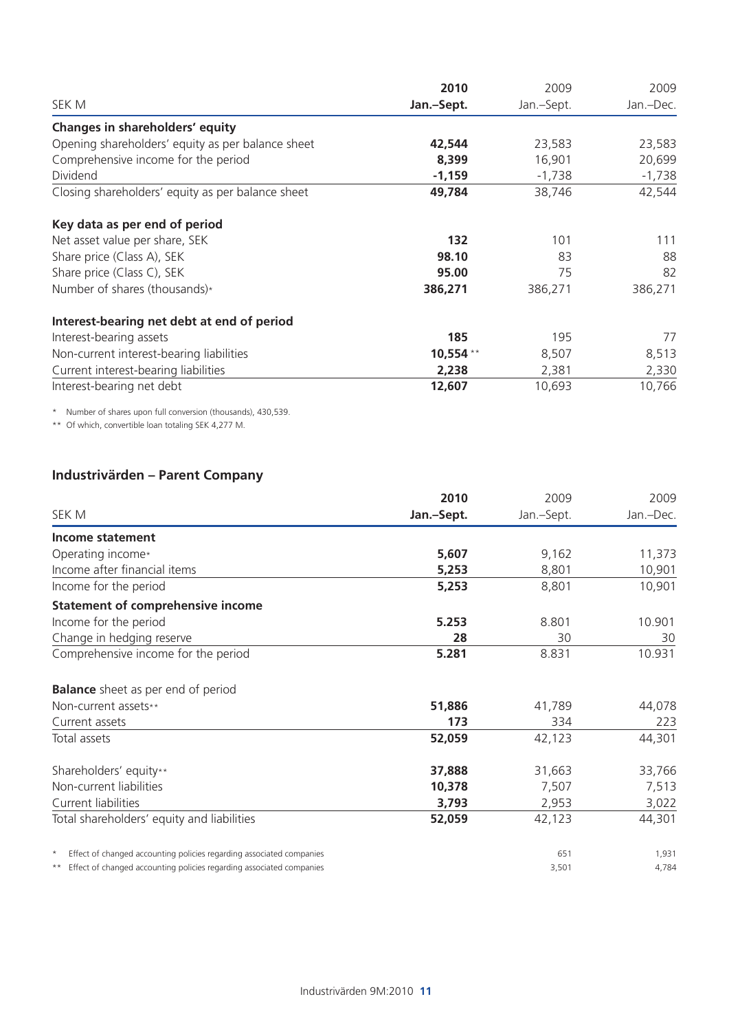| SEK M | 2010 Jan.–Sept. | 2009 Jan.–Sept. | 2009 Jan.–Dec. |
|---|---|---|---|
| **Changes in shareholders' equity** | | | |
| Opening shareholders' equity as per balance sheet | **42,544** | 23,583 | 23,583 |
| Comprehensive income for the period | **8,399** | 16,901 | 20,699 |
| Dividend | **-1,159** | -1,738 | -1,738 |
| Closing shareholders' equity as per balance sheet | **49,784** | 38,746 | 42,544 |
| **Key data as per end of period** | | | |
| Net asset value per share, SEK | **132** | 101 | 111 |
| Share price (Class A), SEK | **98.10** | 83 | 88 |
| Share price (Class C), SEK | **95.00** | 75 | 82 |
| Number of shares (thousands)* | **386,271** | 386,271 | 386,271 |
| **Interest-bearing net debt at end of period** | | | |
| Interest-bearing assets | **185** | 195 | 77 |
| Non-current interest-bearing liabilities | **10,554** ** | 8,507 | 8,513 |
| Current interest-bearing liabilities | **2,238** | 2,381 | 2,330 |
| Interest-bearing net debt | **12,607** | 10,693 | 10,766 |

\* Number of shares upon full conversion (thousands), 430,539.

** Of which, convertible loan totaling SEK 4,277 M.

## Industrivärden – Parent Company

| SEK M | 2010 Jan.–Sept. | 2009 Jan.–Sept. | 2009 Jan.–Dec. |
|---|---|---|---|
| **Income statement** | | | |
| Operating income* | **5,607** | 9,162 | 11,373 |
| Income after financial items | **5,253** | 8,801 | 10,901 |
| Income for the period | **5,253** | 8,801 | 10,901 |
| **Statement of comprehensive income** | | | |
| Income for the period | **5.253** | 8.801 | 10.901 |
| Change in hedging reserve | **28** | 30 | 30 |
| Comprehensive income for the period | **5.281** | 8.831 | 10.931 |
| **Balance** sheet as per end of period | | | |
| Non-current assets** | **51,886** | 41,789 | 44,078 |
| Current assets | **173** | 334 | 223 |
| Total assets | **52,059** | 42,123 | 44,301 |
| Shareholders' equity** | **37,888** | 31,663 | 33,766 |
| Non-current liabilities | **10,378** | 7,507 | 7,513 |
| Current liabilities | **3,793** | 2,953 | 3,022 |
| Total shareholders' equity and liabilities | **52,059** | 42,123 | 44,301 |
| \* Effect of changed accounting policies regarding associated companies | | 651 | 1,931 |
| ** Effect of changed accounting policies regarding associated companies | | 3,501 | 4,784 |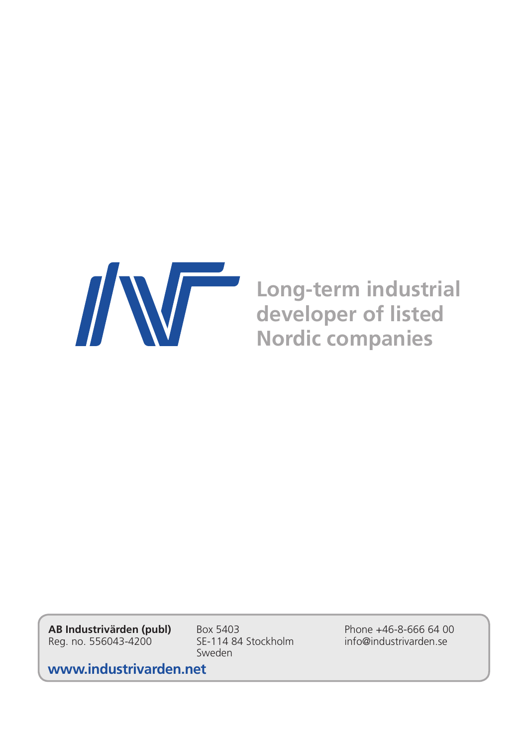Long-term industrial developer of listed Nordic companies

**AB Industrivärden (publ)**
Reg. no. 556043-4200

Box 5403
SE-114 84 Stockholm
Sweden

Phone +46-8-666 64 00
info@industrivarden.se

**www.industrivarden.net**